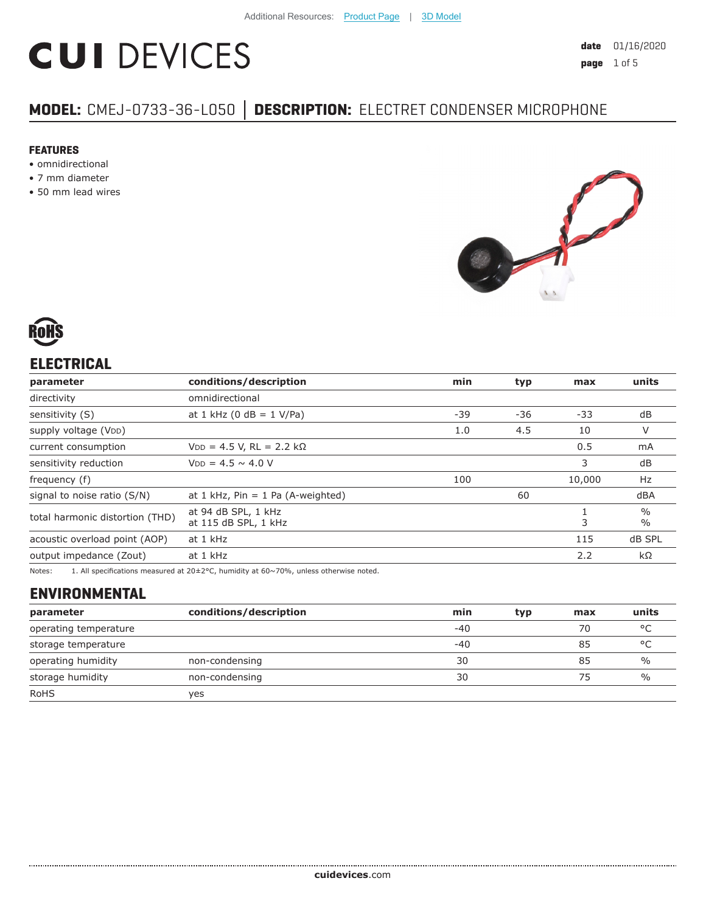Additional Resources: Product Page | 3D Model

# CUI DEVICES

**date** 01/16/2020

## MODEL: CMEJ-0733-36-L050 | DESCRIPTION: ELECTRET CONDENSER MICROPHONE

### FEATURES
- omnidirectional
- 7 mm diameter
- 50 mm lead wires

RoHS

## ELECTRICAL

| parameter | conditions/description | min | typ | max | units |
|---|---|---|---|---|---|
| directivity | omnidirectional | | | | |
| sensitivity (S) | at 1 kHz (0 dB = 1 V/Pa) | -39 | -36 | -33 | dB |
| supply voltage ($V_{DD}$) | | 1.0 | 4.5 | 10 | V |
| current consumption | $V_{DD}$ = 4.5 V, RL = 2.2 kΩ | | | 0.5 | mA |
| sensitivity reduction | $V_{DD}$ = 4.5 ~ 4.0 V | | | 3 | dB |
| frequency (f) | | 100 | | 10,000 | Hz |
| signal to noise ratio (S/N) | at 1 kHz, Pin = 1 Pa (A-weighted) | | 60 | | dBA |
| total harmonic distortion (THD) | at 94 dB SPL, 1 kHz<br>at 115 dB SPL, 1 kHz | | | 1<br>3 | %<br>% |
| acoustic overload point (AOP) | at 1 kHz | | | 115 | dB SPL |
| output impedance (Zout) | at 1 kHz | | | 2.2 | kΩ |

Notes: 1. All specifications measured at 20±2°C, humidity at 60~70%, unless otherwise noted.

## ENVIRONMENTAL

| parameter | conditions/description | min | typ | max | units |
|---|---|---|---|---|---|
| operating temperature | | -40 | | 70 | °C |
| storage temperature | | -40 | | 85 | °C |
| operating humidity | non-condensing | 30 | | 85 | % |
| storage humidity | non-condensing | 30 | | 75 | % |
| RoHS | yes | | | | |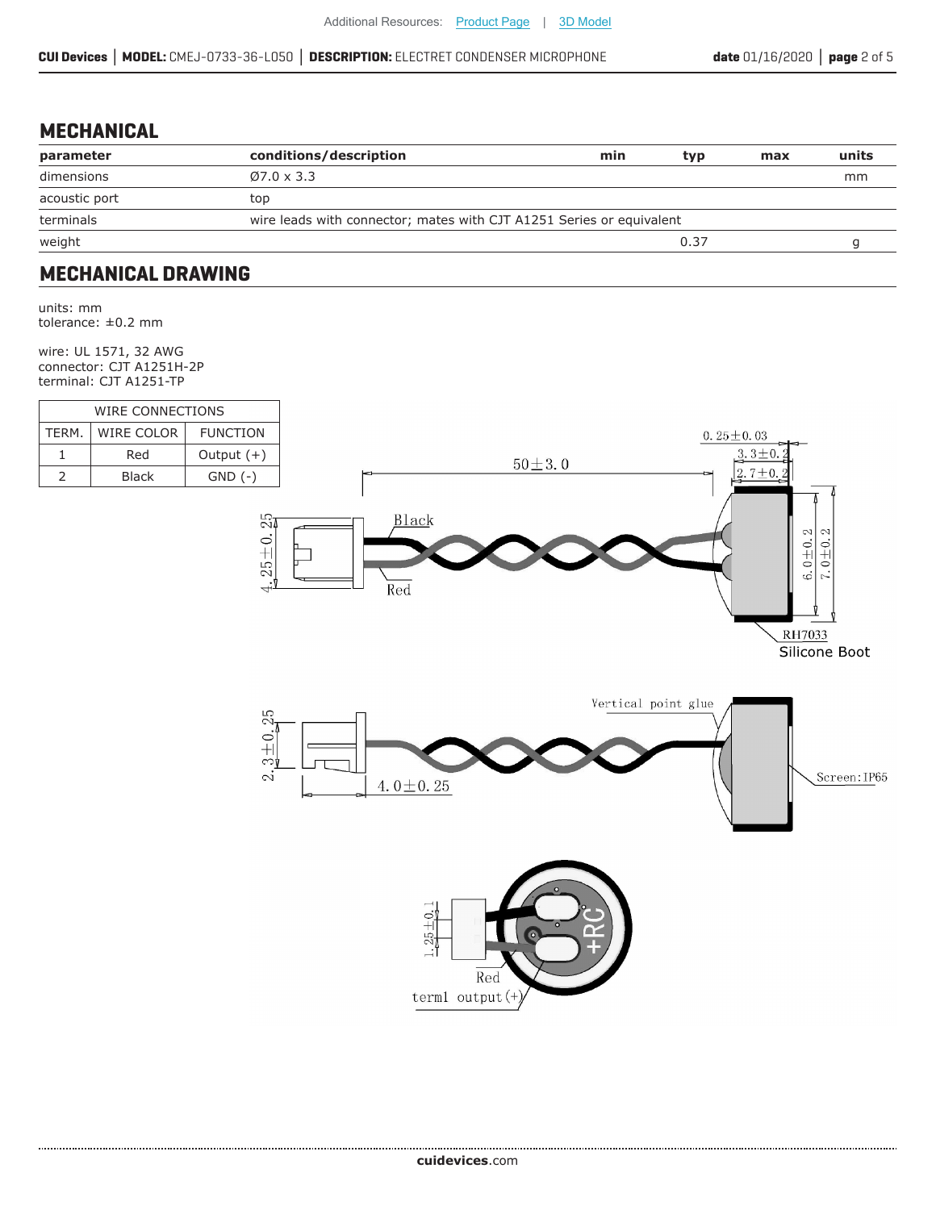## MECHANICAL

| parameter | conditions/description | min | typ | max | units |
|---|---|---|---|---|---|
| dimensions | Ø7.0 x 3.3 | | | | mm |
| acoustic port | top | | | | |
| terminals | wire leads with connector; mates with CJT A1251 Series or equivalent | | | | |
| weight | | | 0.37 | | g |

## MECHANICAL DRAWING

units: mm
tolerance: ±0.2 mm

wire: UL 1571, 32 AWG
connector: CJT A1251H-2P
terminal: CJT A1251-TP

| WIRE CONNECTIONS | | |
|---|---|---|
| TERM. | WIRE COLOR | FUNCTION |
| 1 | Red | Output (+) |
| 2 | Black | GND (-) |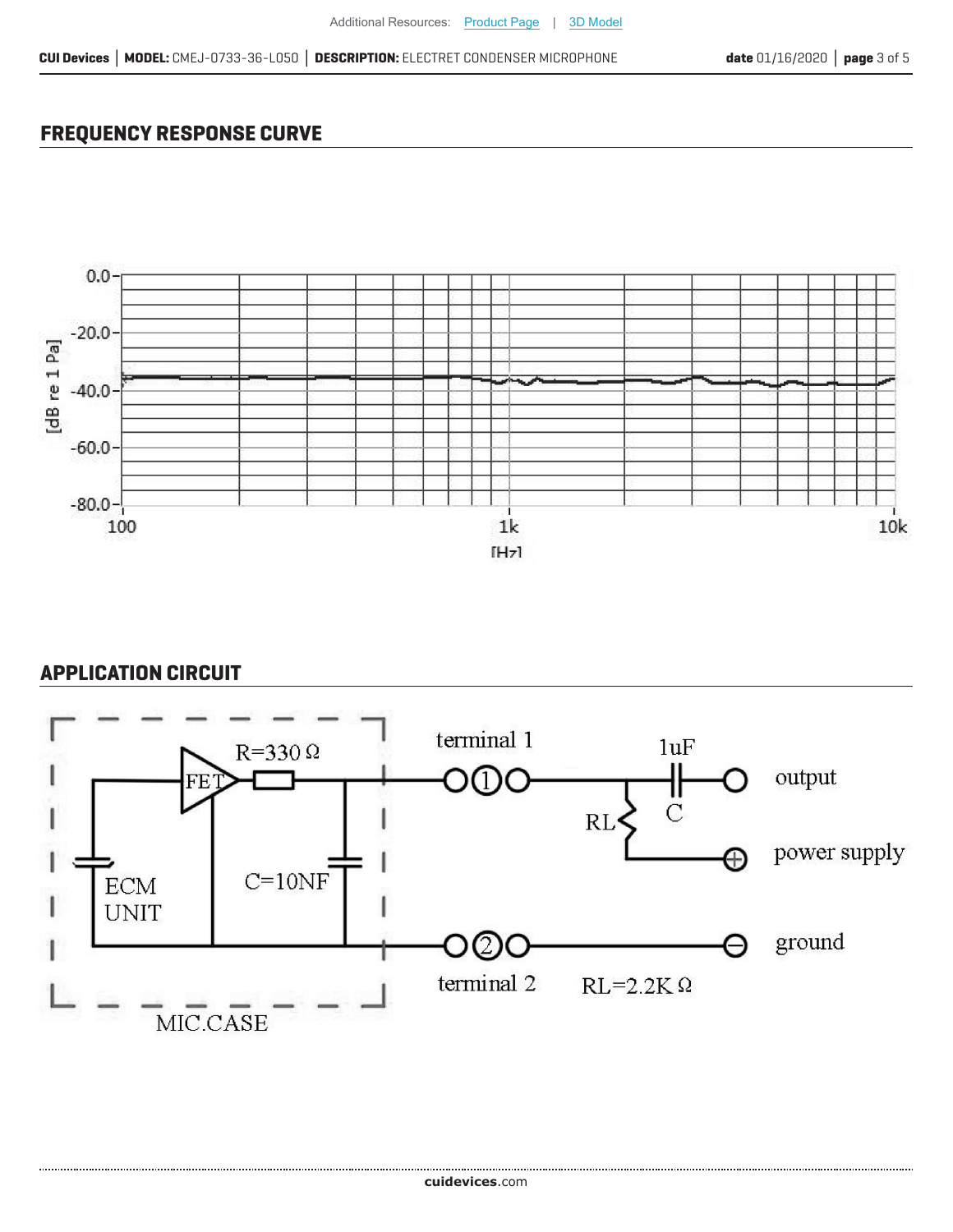## FREQUENCY RESPONSE CURVE

## APPLICATION CIRCUIT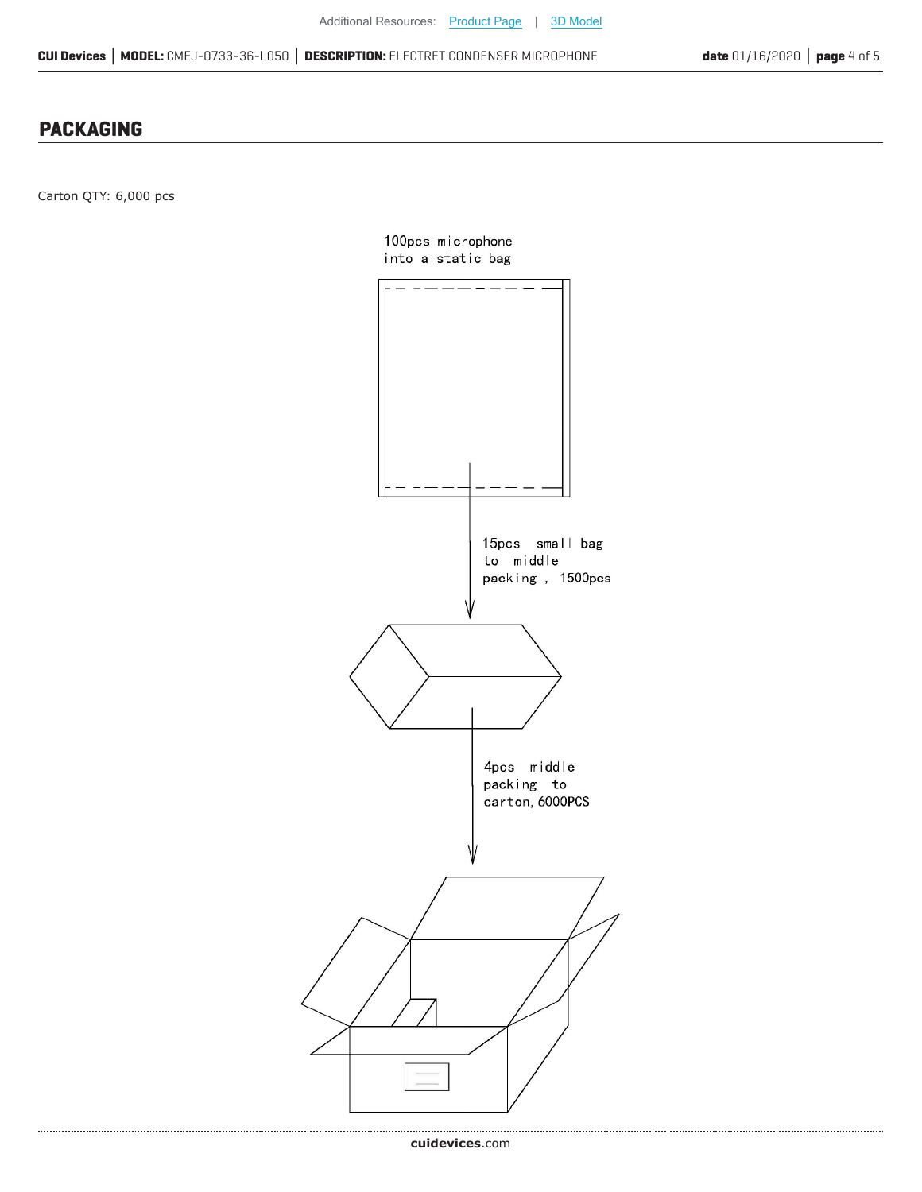## PACKAGING

Carton QTY: 6,000 pcs

100pcs microphone into a static bag

15pcs small bag to middle packing , 1500pcs

4pcs middle packing to carton, 6000PCS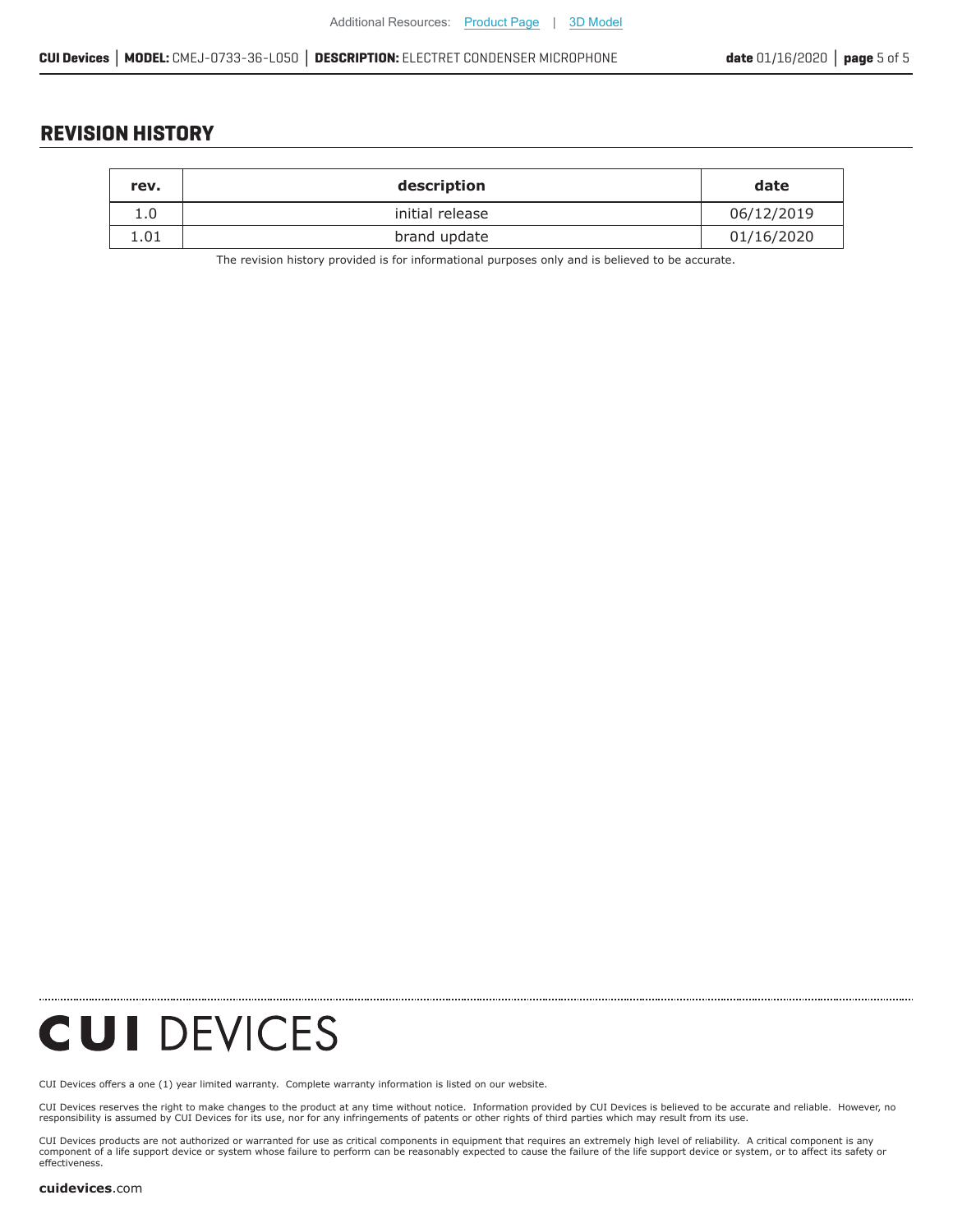## REVISION HISTORY

| rev. | description | date |
|---|---|---|
| 1.0 | initial release | 06/12/2019 |
| 1.01 | brand update | 01/16/2020 |

The revision history provided is for informational purposes only and is believed to be accurate.

CUI DEVICES

CUI Devices offers a one (1) year limited warranty. Complete warranty information is listed on our website.

CUI Devices reserves the right to make changes to the product at any time without notice. Information provided by CUI Devices is believed to be accurate and reliable. However, no responsibility is assumed by CUI Devices for its use, nor for any infringements of patents or other rights of third parties which may result from its use.

CUI Devices products are not authorized or warranted for use as critical components in equipment that requires an extremely high level of reliability. A critical component is any component of a life support device or system whose failure to perform can be reasonably expected to cause the failure of the life support device or system, or to affect its safety or effectiveness.

**cuidevices**.com